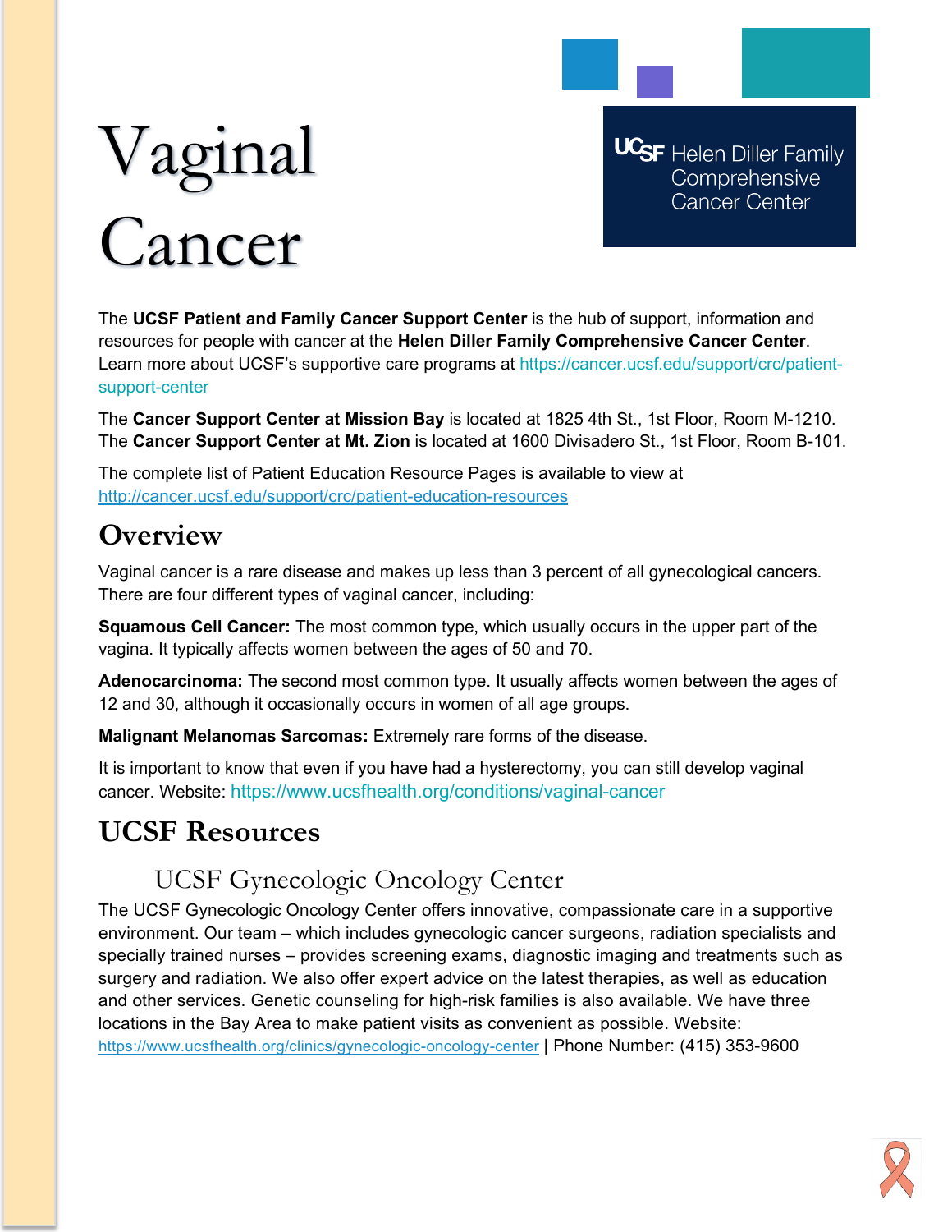# Vaginal Cancer

UCSF Helen Diller Family Comprehensive Cancer Center

The **UCSF Patient and Family Cancer Support Center** is the hub of support, information and resources for people with cancer at the **Helen Diller Family Comprehensive Cancer Center**. Learn more about UCSF's supportive care programs at https://cancer.ucsf.edu/support/crc/patient-support-center

The **Cancer Support Center at Mission Bay** is located at 1825 4th St., 1st Floor, Room M-1210. The **Cancer Support Center at Mt. Zion** is located at 1600 Divisadero St., 1st Floor, Room B-101.

The complete list of Patient Education Resource Pages is available to view at http://cancer.ucsf.edu/support/crc/patient-education-resources

## Overview

Vaginal cancer is a rare disease and makes up less than 3 percent of all gynecological cancers. There are four different types of vaginal cancer, including:

**Squamous Cell Cancer:** The most common type, which usually occurs in the upper part of the vagina. It typically affects women between the ages of 50 and 70.

**Adenocarcinoma:** The second most common type. It usually affects women between the ages of 12 and 30, although it occasionally occurs in women of all age groups.

**Malignant Melanomas Sarcomas:** Extremely rare forms of the disease.

It is important to know that even if you have had a hysterectomy, you can still develop vaginal cancer. Website: https://www.ucsfhealth.org/conditions/vaginal-cancer

## UCSF Resources

### UCSF Gynecologic Oncology Center

The UCSF Gynecologic Oncology Center offers innovative, compassionate care in a supportive environment. Our team – which includes gynecologic cancer surgeons, radiation specialists and specially trained nurses – provides screening exams, diagnostic imaging and treatments such as surgery and radiation. We also offer expert advice on the latest therapies, as well as education and other services. Genetic counseling for high-risk families is also available. We have three locations in the Bay Area to make patient visits as convenient as possible. Website: https://www.ucsfhealth.org/clinics/gynecologic-oncology-center | Phone Number: (415) 353-9600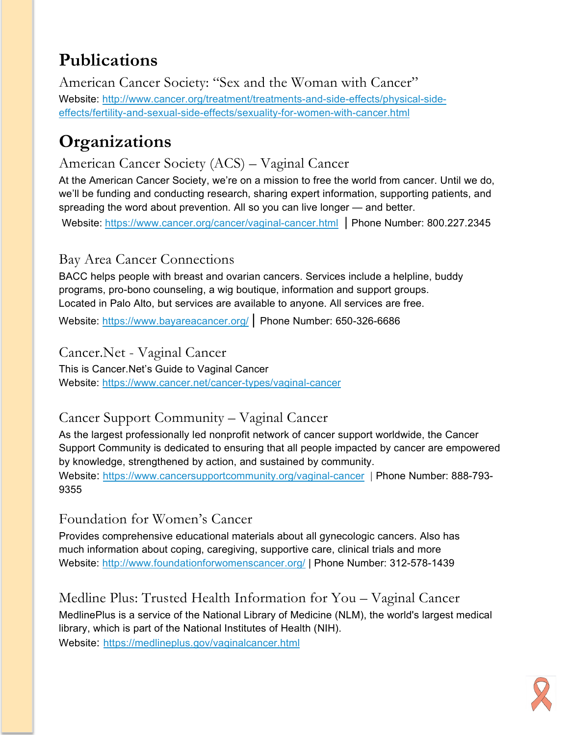# Publications

### American Cancer Society: "Sex and the Woman with Cancer"

Website: http://www.cancer.org/treatment/treatments-and-side-effects/physical-side-effects/fertility-and-sexual-side-effects/sexuality-for-women-with-cancer.html

# Organizations

### American Cancer Society (ACS) – Vaginal Cancer

At the American Cancer Society, we're on a mission to free the world from cancer. Until we do, we'll be funding and conducting research, sharing expert information, supporting patients, and spreading the word about prevention. All so you can live longer — and better.

Website: https://www.cancer.org/cancer/vaginal-cancer.html | Phone Number: 800.227.2345

### Bay Area Cancer Connections

BACC helps people with breast and ovarian cancers. Services include a helpline, buddy programs, pro-bono counseling, a wig boutique, information and support groups. Located in Palo Alto, but services are available to anyone. All services are free.

Website: https://www.bayareacancer.org/ | Phone Number: 650-326-6686

### Cancer.Net - Vaginal Cancer

This is Cancer.Net's Guide to Vaginal Cancer

Website: https://www.cancer.net/cancer-types/vaginal-cancer

### Cancer Support Community – Vaginal Cancer

As the largest professionally led nonprofit network of cancer support worldwide, the Cancer Support Community is dedicated to ensuring that all people impacted by cancer are empowered by knowledge, strengthened by action, and sustained by community.

Website: https://www.cancersupportcommunity.org/vaginal-cancer | Phone Number: 888-793-9355

### Foundation for Women's Cancer

Provides comprehensive educational materials about all gynecologic cancers. Also has much information about coping, caregiving, supportive care, clinical trials and more

Website: http://www.foundationforwomenscancer.org/ | Phone Number: 312-578-1439

### Medline Plus: Trusted Health Information for You – Vaginal Cancer

MedlinePlus is a service of the National Library of Medicine (NLM), the world's largest medical library, which is part of the National Institutes of Health (NIH).

Website: https://medlineplus.gov/vaginalcancer.html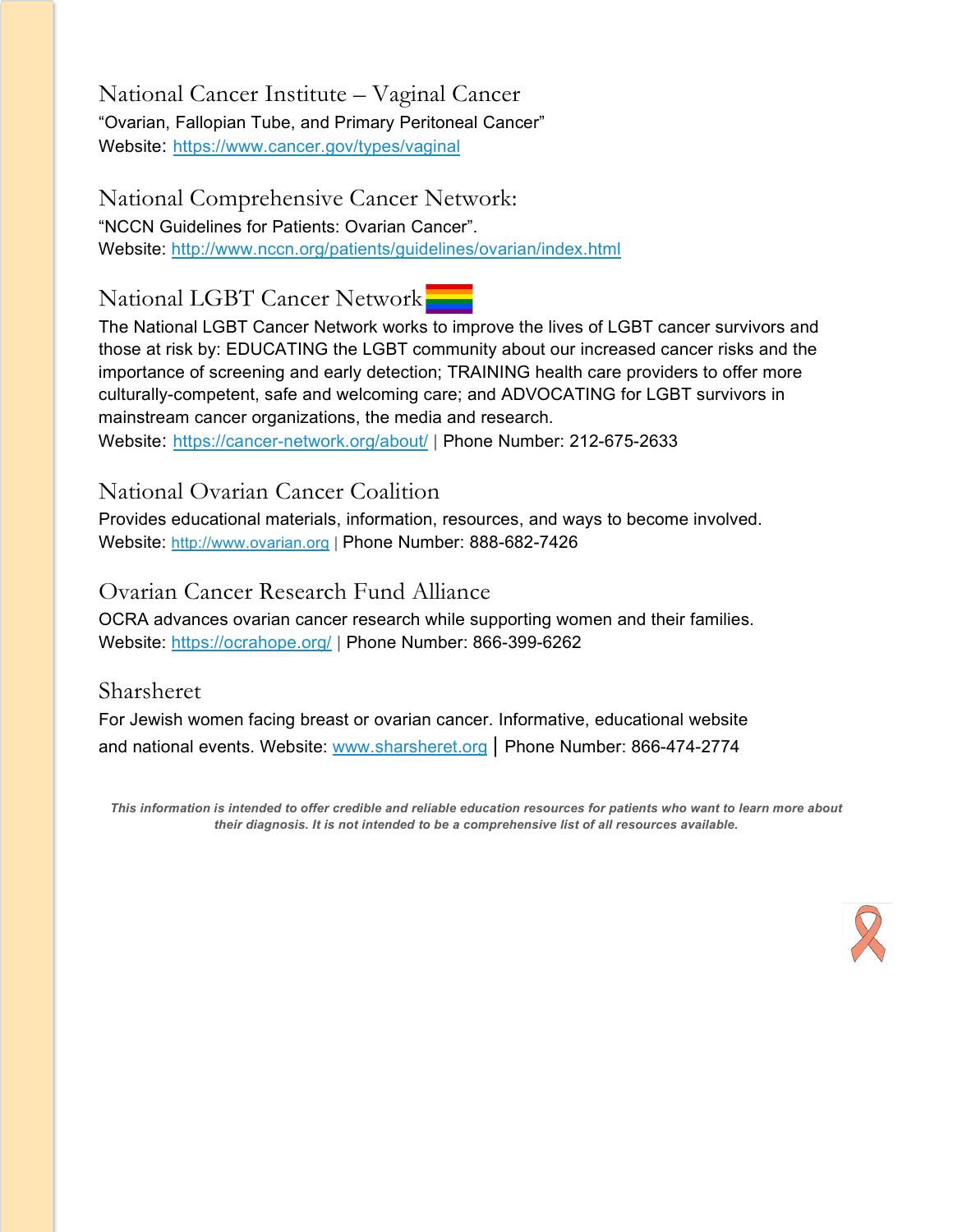## National Cancer Institute – Vaginal Cancer

"Ovarian, Fallopian Tube, and Primary Peritoneal Cancer"
Website: https://www.cancer.gov/types/vaginal

## National Comprehensive Cancer Network:

"NCCN Guidelines for Patients: Ovarian Cancer".
Website: http://www.nccn.org/patients/guidelines/ovarian/index.html

## National LGBT Cancer Network

The National LGBT Cancer Network works to improve the lives of LGBT cancer survivors and those at risk by: EDUCATING the LGBT community about our increased cancer risks and the importance of screening and early detection; TRAINING health care providers to offer more culturally-competent, safe and welcoming care; and ADVOCATING for LGBT survivors in mainstream cancer organizations, the media and research.
Website: https://cancer-network.org/about/ | Phone Number: 212-675-2633

## National Ovarian Cancer Coalition

Provides educational materials, information, resources, and ways to become involved.
Website: http://www.ovarian.org | Phone Number: 888-682-7426

## Ovarian Cancer Research Fund Alliance

OCRA advances ovarian cancer research while supporting women and their families.
Website: https://ocrahope.org/ | Phone Number: 866-399-6262

## Sharsheret

For Jewish women facing breast or ovarian cancer. Informative, educational website and national events. Website: www.sharsheret.org | Phone Number: 866-474-2774

***This information is intended to offer credible and reliable education resources for patients who want to learn more about their diagnosis. It is not intended to be a comprehensive list of all resources available.***